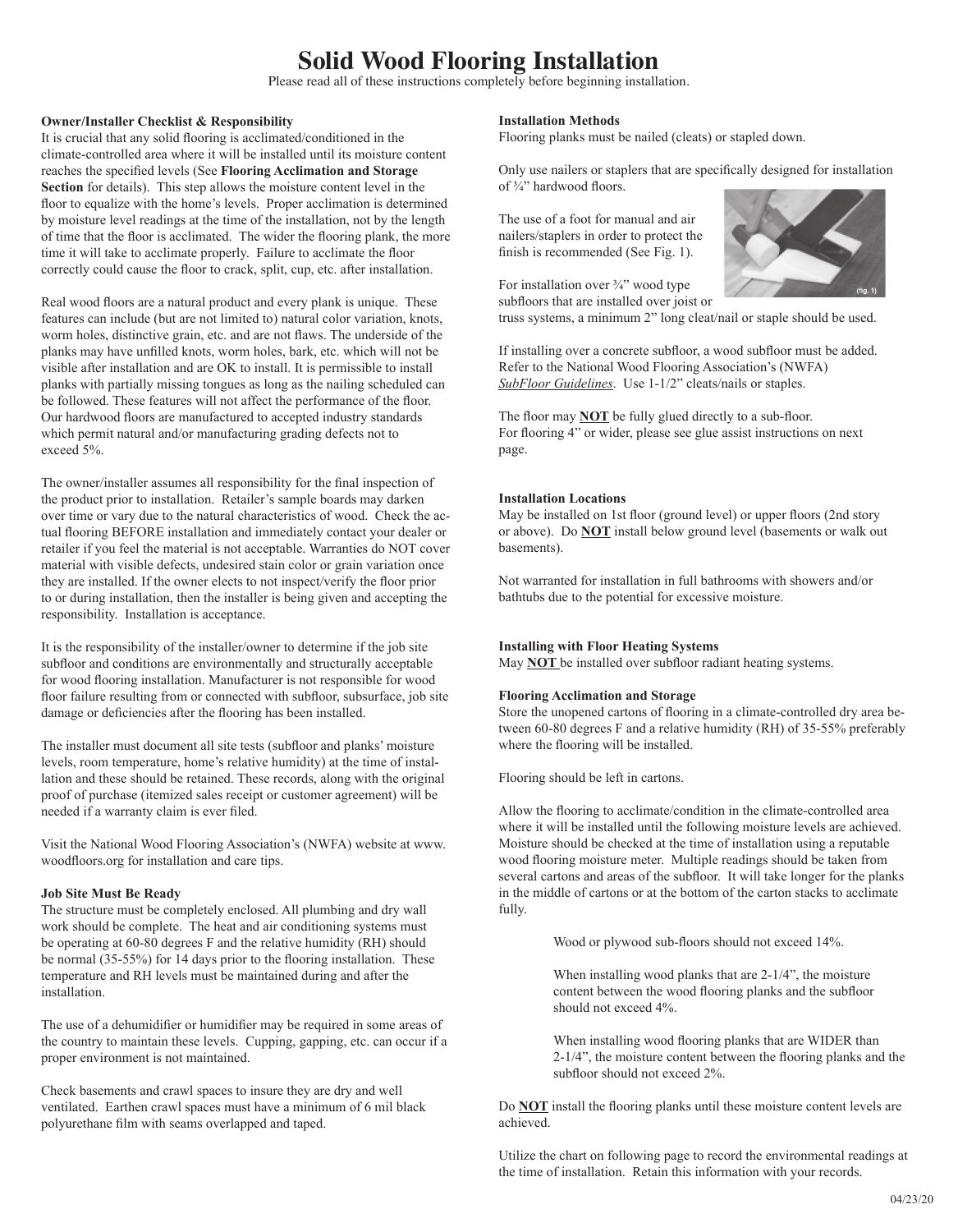# Solid Wood Flooring Installation

Please read all of these instructions completely before beginning installation.

**Owner/Installer Checklist & Responsibility**

It is crucial that any solid flooring is acclimated/conditioned in the climate-controlled area where it will be installed until its moisture content reaches the specified levels (See **Flooring Acclimation and Storage Section** for details). This step allows the moisture content level in the floor to equalize with the home's levels. Proper acclimation is determined by moisture level readings at the time of the installation, not by the length of time that the floor is acclimated. The wider the flooring plank, the more time it will take to acclimate properly. Failure to acclimate the floor correctly could cause the floor to crack, split, cup, etc. after installation.

Real wood floors are a natural product and every plank is unique. These features can include (but are not limited to) natural color variation, knots, worm holes, distinctive grain, etc. and are not flaws. The underside of the planks may have unfilled knots, worm holes, bark, etc. which will not be visible after installation and are OK to install. It is permissible to install planks with partially missing tongues as long as the nailing scheduled can be followed. These features will not affect the performance of the floor. Our hardwood floors are manufactured to accepted industry standards which permit natural and/or manufacturing grading defects not to exceed 5%.

The owner/installer assumes all responsibility for the final inspection of the product prior to installation. Retailer's sample boards may darken over time or vary due to the natural characteristics of wood. Check the actual flooring BEFORE installation and immediately contact your dealer or retailer if you feel the material is not acceptable. Warranties do NOT cover material with visible defects, undesired stain color or grain variation once they are installed. If the owner elects to not inspect/verify the floor prior to or during installation, then the installer is being given and accepting the responsibility. Installation is acceptance.

It is the responsibility of the installer/owner to determine if the job site subfloor and conditions are environmentally and structurally acceptable for wood flooring installation. Manufacturer is not responsible for wood floor failure resulting from or connected with subfloor, subsurface, job site damage or deficiencies after the flooring has been installed.

The installer must document all site tests (subfloor and planks' moisture levels, room temperature, home's relative humidity) at the time of installation and these should be retained. These records, along with the original proof of purchase (itemized sales receipt or customer agreement) will be needed if a warranty claim is ever filed.

Visit the National Wood Flooring Association's (NWFA) website at www.woodfloors.org for installation and care tips.

**Job Site Must Be Ready**

The structure must be completely enclosed. All plumbing and dry wall work should be complete. The heat and air conditioning systems must be operating at 60-80 degrees F and the relative humidity (RH) should be normal (35-55%) for 14 days prior to the flooring installation. These temperature and RH levels must be maintained during and after the installation.

The use of a dehumidifier or humidifier may be required in some areas of the country to maintain these levels. Cupping, gapping, etc. can occur if a proper environment is not maintained.

Check basements and crawl spaces to insure they are dry and well ventilated. Earthen crawl spaces must have a minimum of 6 mil black polyurethane film with seams overlapped and taped.

**Installation Methods**

Flooring planks must be nailed (cleats) or stapled down.

Only use nailers or staplers that are specifically designed for installation of ¾" hardwood floors.

The use of a foot for manual and air nailers/staplers in order to protect the finish is recommended (See Fig. 1).

(fig. 1)

For installation over ¾" wood type subfloors that are installed over joist or truss systems, a minimum 2" long cleat/nail or staple should be used.

If installing over a concrete subfloor, a wood subfloor must be added. Refer to the National Wood Flooring Association's (NWFA) *SubFloor Guidelines*. Use 1-1/2" cleats/nails or staples.

The floor may **NOT** be fully glued directly to a sub-floor. For flooring 4" or wider, please see glue assist instructions on next page.

**Installation Locations**

May be installed on 1st floor (ground level) or upper floors (2nd story or above). Do **NOT** install below ground level (basements or walk out basements).

Not warranted for installation in full bathrooms with showers and/or bathtubs due to the potential for excessive moisture.

**Installing with Floor Heating Systems**

May **NOT** be installed over subfloor radiant heating systems.

**Flooring Acclimation and Storage**

Store the unopened cartons of flooring in a climate-controlled dry area between 60-80 degrees F and a relative humidity (RH) of 35-55% preferably where the flooring will be installed.

Flooring should be left in cartons.

Allow the flooring to acclimate/condition in the climate-controlled area where it will be installed until the following moisture levels are achieved. Moisture should be checked at the time of installation using a reputable wood flooring moisture meter. Multiple readings should be taken from several cartons and areas of the subfloor. It will take longer for the planks in the middle of cartons or at the bottom of the carton stacks to acclimate fully.

> Wood or plywood sub-floors should not exceed 14%.
>
> When installing wood planks that are 2-1/4", the moisture content between the wood flooring planks and the subfloor should not exceed 4%.
>
> When installing wood flooring planks that are WIDER than 2-1/4", the moisture content between the flooring planks and the subfloor should not exceed 2%.

Do **NOT** install the flooring planks until these moisture content levels are achieved.

Utilize the chart on following page to record the environmental readings at the time of installation. Retain this information with your records.

04/23/20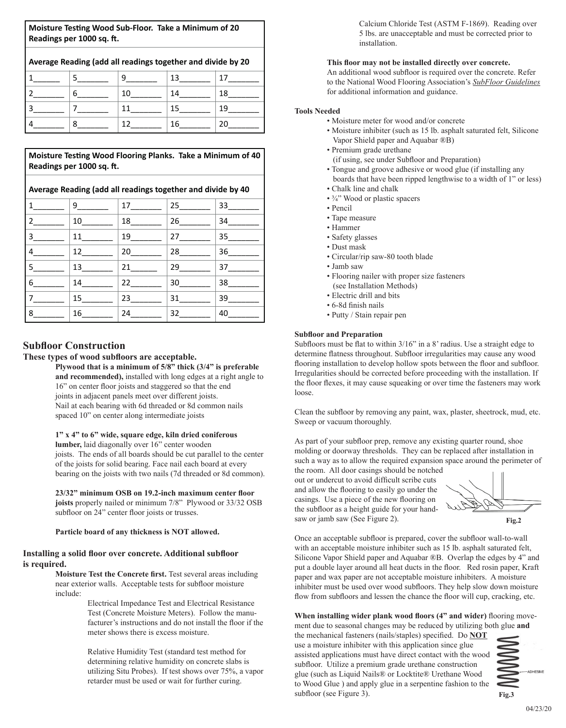| Moisture Testing Wood Sub-Floor. Take a Minimum of 20 Readings per 1000 sq. ft. | | | | |
|---|---|---|---|---|
| **Average Reading (add all readings together and divide by 20** | | | | |
| 1______ | 5_______ | 9_______ | 13_______ | 17_______ |
| 2_______ | 6_______ | 10_______ | 14_______ | 18_______ |
| 3_______ | 7_______ | 11_______ | 15_______ | 19_______ |
| 4_______ | 8_______ | 12_______ | 16_______ | 20_______ |

| Moisture Testing Wood Flooring Planks. Take a Minimum of 40 Readings per 1000 sq. ft. | | | | |
|---|---|---|---|---|
| **Average Reading (add all readings together and divide by 40** | | | | |
| 1_______ | 9_______ | 17_______ | 25_______ | 33_______ |
| 2_______ | 10_______ | 18_______ | 26_______ | 34_______ |
| 3_______ | 11_______ | 19_______ | 27_______ | 35_______ |
| 4_______ | 12_______ | 20_______ | 28_______ | 36_______ |
| 5_______ | 13_______ | 21______ | 29_______ | 37_______ |
| 6_______ | 14_______ | 22_______ | 30_______ | 38_______ |
| 7_______ | 15_______ | 23_______ | 31_______ | 39_______ |
| 8_______ | 16_______ | 24_______ | 32_______ | 40_______ |

## Subfloor Construction

**These types of wood subfloors are acceptable.**

**Plywood that is a minimum of 5/8" thick (3/4" is preferable and recommended),** installed with long edges at a right angle to 16" on center floor joists and staggered so that the end joints in adjacent panels meet over different joists. Nail at each bearing with 6d threaded or 8d common nails spaced 10" on center along intermediate joists

**1" x 4" to 6" wide, square edge, kiln dried coniferous lumber,** laid diagonally over 16" center wooden joists. The ends of all boards should be cut parallel to the center of the joists for solid bearing. Face nail each board at every bearing on the joists with two nails (7d threaded or 8d common).

**23/32" minimum OSB on 19.2-inch maximum center floor joists** properly nailed or minimum 7/8" Plywood or 33/32 OSB subfloor on 24" center floor joists or trusses.

**Particle board of any thickness is NOT allowed.**

### Installing a solid floor over concrete. Additional subfloor is required.

**Moisture Test the Concrete first.** Test several areas including near exterior walls. Acceptable tests for subfloor moisture include:

Electrical Impedance Test and Electrical Resistance Test (Concrete Moisture Meters). Follow the manufacturer's instructions and do not install the floor if the meter shows there is excess moisture.

Relative Humidity Test (standard test method for determining relative humidity on concrete slabs is utilizing Situ Probes). If test shows over 75%, a vapor retarder must be used or wait for further curing.

Calcium Chloride Test (ASTM F-1869). Reading over 5 lbs. are unacceptable and must be corrected prior to installation.

**This floor may not be installed directly over concrete.** An additional wood subfloor is required over the concrete. Refer to the National Wood Flooring Association's *SubFloor Guidelines* for additional information and guidance.

**Tools Needed**

- Moisture meter for wood and/or concrete
- Moisture inhibiter (such as 15 lb. asphalt saturated felt, Silicone Vapor Shield paper and Aquabar ®B)
- Premium grade urethane (if using, see under Subfloor and Preparation)
- Tongue and groove adhesive or wood glue (if installing any boards that have been ripped lengthwise to a width of 1" or less)
- Chalk line and chalk
- ¾" Wood or plastic spacers
- Pencil
- Tape measure
- Hammer
- Safety glasses
- Dust mask
- Circular/rip saw-80 tooth blade
- Jamb saw
- Flooring nailer with proper size fasteners (see Installation Methods)
- Electric drill and bits
- 6-8d finish nails
- Putty / Stain repair pen

**Subfloor and Preparation**

Subfloors must be flat to within 3/16" in a 8' radius. Use a straight edge to determine flatness throughout. Subfloor irregularities may cause any wood flooring installation to develop hollow spots between the floor and subfloor. Irregularities should be corrected before proceeding with the installation. If the floor flexes, it may cause squeaking or over time the fasteners may work loose.

Clean the subfloor by removing any paint, wax, plaster, sheetrock, mud, etc. Sweep or vacuum thoroughly.

As part of your subfloor prep, remove any existing quarter round, shoe molding or doorway thresholds. They can be replaced after installation in such a way as to allow the required expansion space around the perimeter of the room. All door casings should be notched out or undercut to avoid difficult scribe cuts and allow the flooring to easily go under the casings. Use a piece of the new flooring on the subfloor as a height guide for your handsaw or jamb saw (See Figure 2).

**Fig.2**

Once an acceptable subfloor is prepared, cover the subfloor wall-to-wall with an acceptable moisture inhibiter such as 15 lb. asphalt saturated felt, Silicone Vapor Shield paper and Aquabar ®B. Overlap the edges by 4" and put a double layer around all heat ducts in the floor. Red rosin paper, Kraft paper and wax paper are not acceptable moisture inhibiters. A moisture inhibiter must be used over wood subfloors. They help slow down moisture flow from subfloors and lessen the chance the floor will cup, cracking, etc.

**When installing wider plank wood floors (4" and wider)** flooring movement due to seasonal changes may be reduced by utilizing both glue **and** the mechanical fasteners (nails/staples) specified. Do **NOT** use a moisture inhibiter with this application since glue assisted applications must have direct contact with the wood subfloor. Utilize a premium grade urethane construction glue (such as Liquid Nails® or Locktite® Urethane Wood to Wood Glue ) and apply glue in a serpentine fashion to the subfloor (see Figure 3).

ADHESIVE

**Fig.3**

04/23/20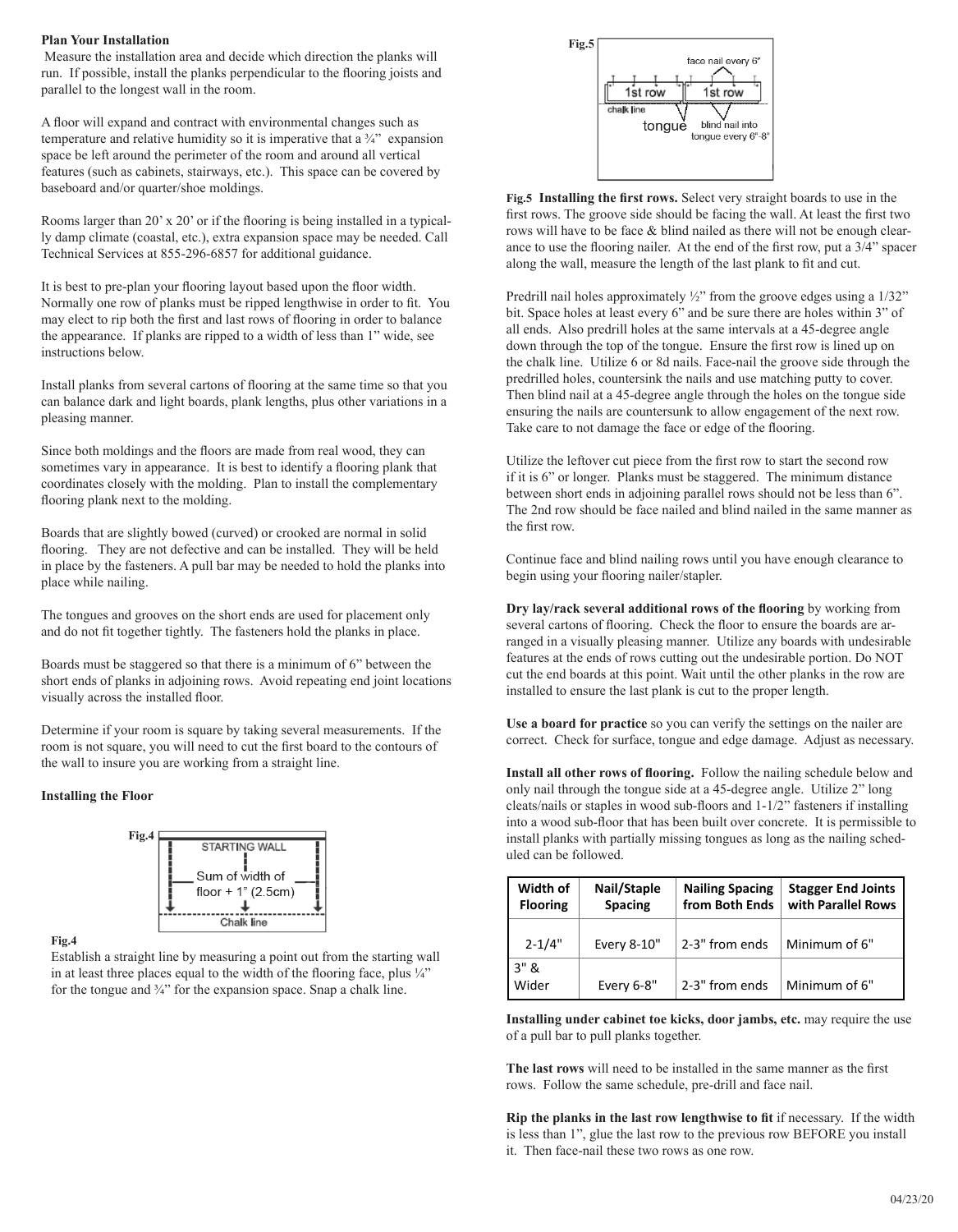**Plan Your Installation**

Measure the installation area and decide which direction the planks will run. If possible, install the planks perpendicular to the flooring joists and parallel to the longest wall in the room.

A floor will expand and contract with environmental changes such as temperature and relative humidity so it is imperative that a ¾" expansion space be left around the perimeter of the room and around all vertical features (such as cabinets, stairways, etc.). This space can be covered by baseboard and/or quarter/shoe moldings.

Rooms larger than 20' x 20' or if the flooring is being installed in a typically damp climate (coastal, etc.), extra expansion space may be needed. Call Technical Services at 855-296-6857 for additional guidance.

It is best to pre-plan your flooring layout based upon the floor width. Normally one row of planks must be ripped lengthwise in order to fit. You may elect to rip both the first and last rows of flooring in order to balance the appearance. If planks are ripped to a width of less than 1" wide, see instructions below.

Install planks from several cartons of flooring at the same time so that you can balance dark and light boards, plank lengths, plus other variations in a pleasing manner.

Since both moldings and the floors are made from real wood, they can sometimes vary in appearance. It is best to identify a flooring plank that coordinates closely with the molding. Plan to install the complementary flooring plank next to the molding.

Boards that are slightly bowed (curved) or crooked are normal in solid flooring. They are not defective and can be installed. They will be held in place by the fasteners. A pull bar may be needed to hold the planks into place while nailing.

The tongues and grooves on the short ends are used for placement only and do not fit together tightly. The fasteners hold the planks in place.

Boards must be staggered so that there is a minimum of 6" between the short ends of planks in adjoining rows. Avoid repeating end joint locations visually across the installed floor.

Determine if your room is square by taking several measurements. If the room is not square, you will need to cut the first board to the contours of the wall to insure you are working from a straight line.

**Installing the Floor**

**Fig.4**

STARTING WALL

Sum of width of floor + 1" (2.5cm)

Chalk line

**Fig.4**

Establish a straight line by measuring a point out from the starting wall in at least three places equal to the width of the flooring face, plus ¼" for the tongue and ¾" for the expansion space. Snap a chalk line.

**Fig.5**

face nail every 6"

1st row 1st row

chalk line

tongue blind nail into tongue every 6"-8"

**Fig.5 Installing the first rows.** Select very straight boards to use in the first rows. The groove side should be facing the wall. At least the first two rows will have to be face & blind nailed as there will not be enough clearance to use the flooring nailer. At the end of the first row, put a 3/4" spacer along the wall, measure the length of the last plank to fit and cut.

Predrill nail holes approximately ½" from the groove edges using a 1/32" bit. Space holes at least every 6" and be sure there are holes within 3" of all ends. Also predrill holes at the same intervals at a 45-degree angle down through the top of the tongue. Ensure the first row is lined up on the chalk line. Utilize 6 or 8d nails. Face-nail the groove side through the predrilled holes, countersink the nails and use matching putty to cover. Then blind nail at a 45-degree angle through the holes on the tongue side ensuring the nails are countersunk to allow engagement of the next row. Take care to not damage the face or edge of the flooring.

Utilize the leftover cut piece from the first row to start the second row if it is 6" or longer. Planks must be staggered. The minimum distance between short ends in adjoining parallel rows should not be less than 6". The 2nd row should be face nailed and blind nailed in the same manner as the first row.

Continue face and blind nailing rows until you have enough clearance to begin using your flooring nailer/stapler.

**Dry lay/rack several additional rows of the flooring** by working from several cartons of flooring. Check the floor to ensure the boards are arranged in a visually pleasing manner. Utilize any boards with undesirable features at the ends of rows cutting out the undesirable portion. Do NOT cut the end boards at this point. Wait until the other planks in the row are installed to ensure the last plank is cut to the proper length.

**Use a board for practice** so you can verify the settings on the nailer are correct. Check for surface, tongue and edge damage. Adjust as necessary.

**Install all other rows of flooring.** Follow the nailing schedule below and only nail through the tongue side at a 45-degree angle. Utilize 2" long cleats/nails or staples in wood sub-floors and 1-1/2" fasteners if installing into a wood sub-floor that has been built over concrete. It is permissible to install planks with partially missing tongues as long as the nailing schedule can be followed.

| Width of Flooring | Nail/Staple Spacing | Nailing Spacing from Both Ends | Stagger End Joints with Parallel Rows |
|---|---|---|---|
| 2-1/4" | Every 8-10" | 2-3" from ends | Minimum of 6" |
| 3" & Wider | Every 6-8" | 2-3" from ends | Minimum of 6" |

**Installing under cabinet toe kicks, door jambs, etc.** may require the use of a pull bar to pull planks together.

**The last rows** will need to be installed in the same manner as the first rows. Follow the same schedule, pre-drill and face nail.

**Rip the planks in the last row lengthwise to fit** if necessary. If the width is less than 1", glue the last row to the previous row BEFORE you install it. Then face-nail these two rows as one row.

04/23/20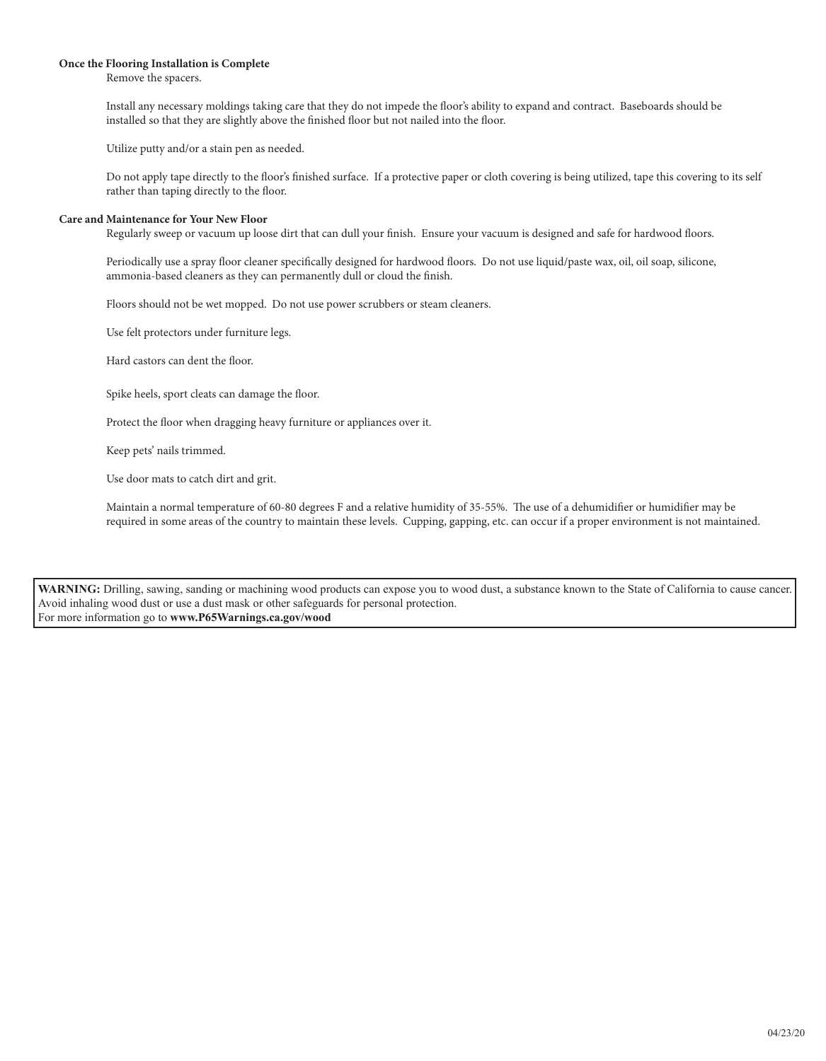**Once the Flooring Installation is Complete**

Remove the spacers.

Install any necessary moldings taking care that they do not impede the floor's ability to expand and contract. Baseboards should be installed so that they are slightly above the finished floor but not nailed into the floor.

Utilize putty and/or a stain pen as needed.

Do not apply tape directly to the floor's finished surface. If a protective paper or cloth covering is being utilized, tape this covering to its self rather than taping directly to the floor.

**Care and Maintenance for Your New Floor**

Regularly sweep or vacuum up loose dirt that can dull your finish. Ensure your vacuum is designed and safe for hardwood floors.

Periodically use a spray floor cleaner specifically designed for hardwood floors. Do not use liquid/paste wax, oil, oil soap, silicone, ammonia-based cleaners as they can permanently dull or cloud the finish.

Floors should not be wet mopped. Do not use power scrubbers or steam cleaners.

Use felt protectors under furniture legs.

Hard castors can dent the floor.

Spike heels, sport cleats can damage the floor.

Protect the floor when dragging heavy furniture or appliances over it.

Keep pets' nails trimmed.

Use door mats to catch dirt and grit.

Maintain a normal temperature of 60-80 degrees F and a relative humidity of 35-55%. The use of a dehumidifier or humidifier may be required in some areas of the country to maintain these levels. Cupping, gapping, etc. can occur if a proper environment is not maintained.

**WARNING:** Drilling, sawing, sanding or machining wood products can expose you to wood dust, a substance known to the State of California to cause cancer. Avoid inhaling wood dust or use a dust mask or other safeguards for personal protection.
For more information go to **www.P65Warnings.ca.gov/wood**

04/23/20